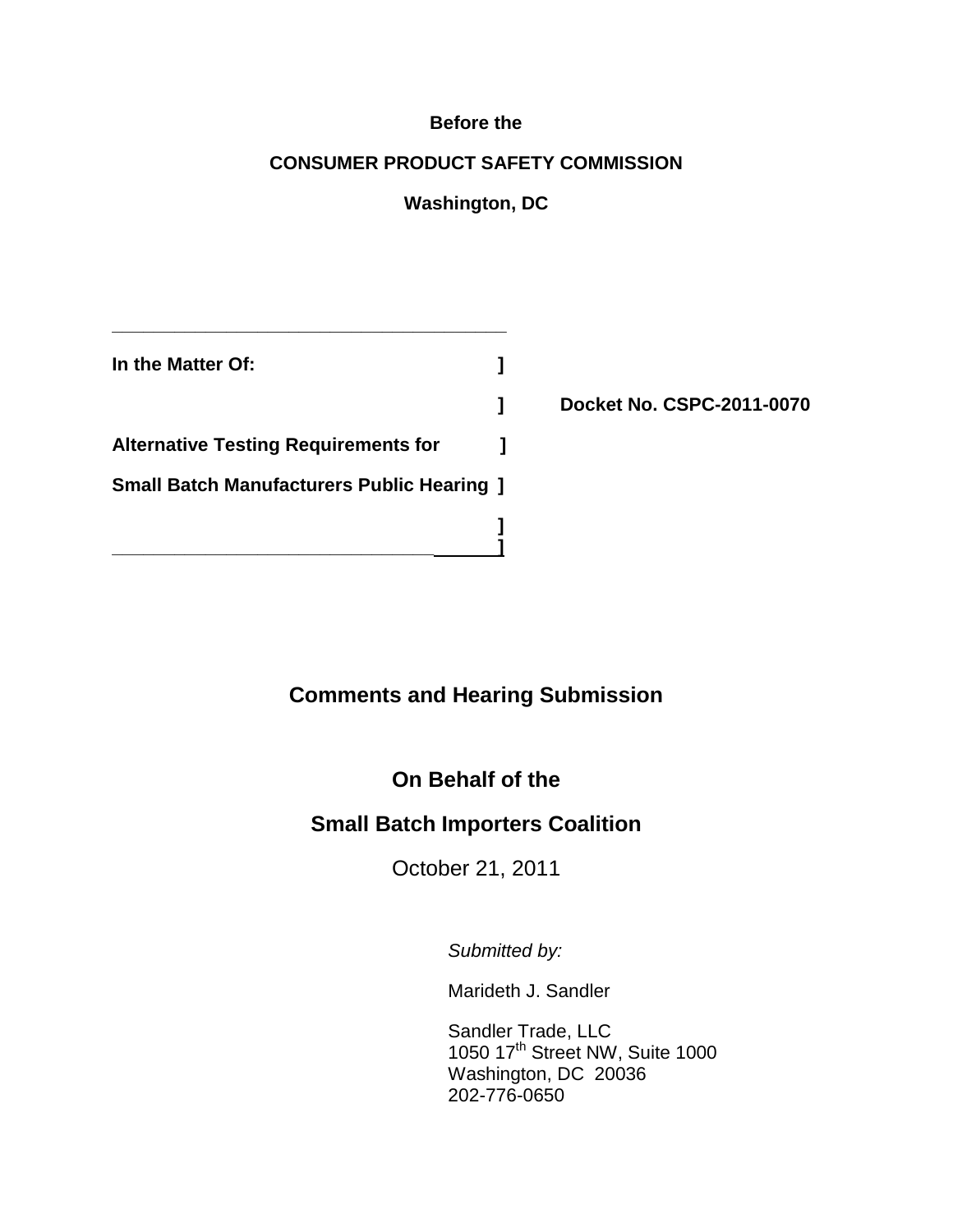**Before the**

**CONSUMER PRODUCT SAFETY COMMISSION**

**Washington, DC**

---

**In the Matter Of:** ]

] **Docket No. CSPC-2011-0070**

**Alternative Testing Requirements for** ]

**Small Batch Manufacturers Public Hearing** ]

]

]

---

## Comments and Hearing Submission

## On Behalf of the

## Small Batch Importers Coalition

October 21, 2011

*Submitted by:*

Marideth J. Sandler

Sandler Trade, LLC
1050 17th Street NW, Suite 1000
Washington, DC 20036
202-776-0650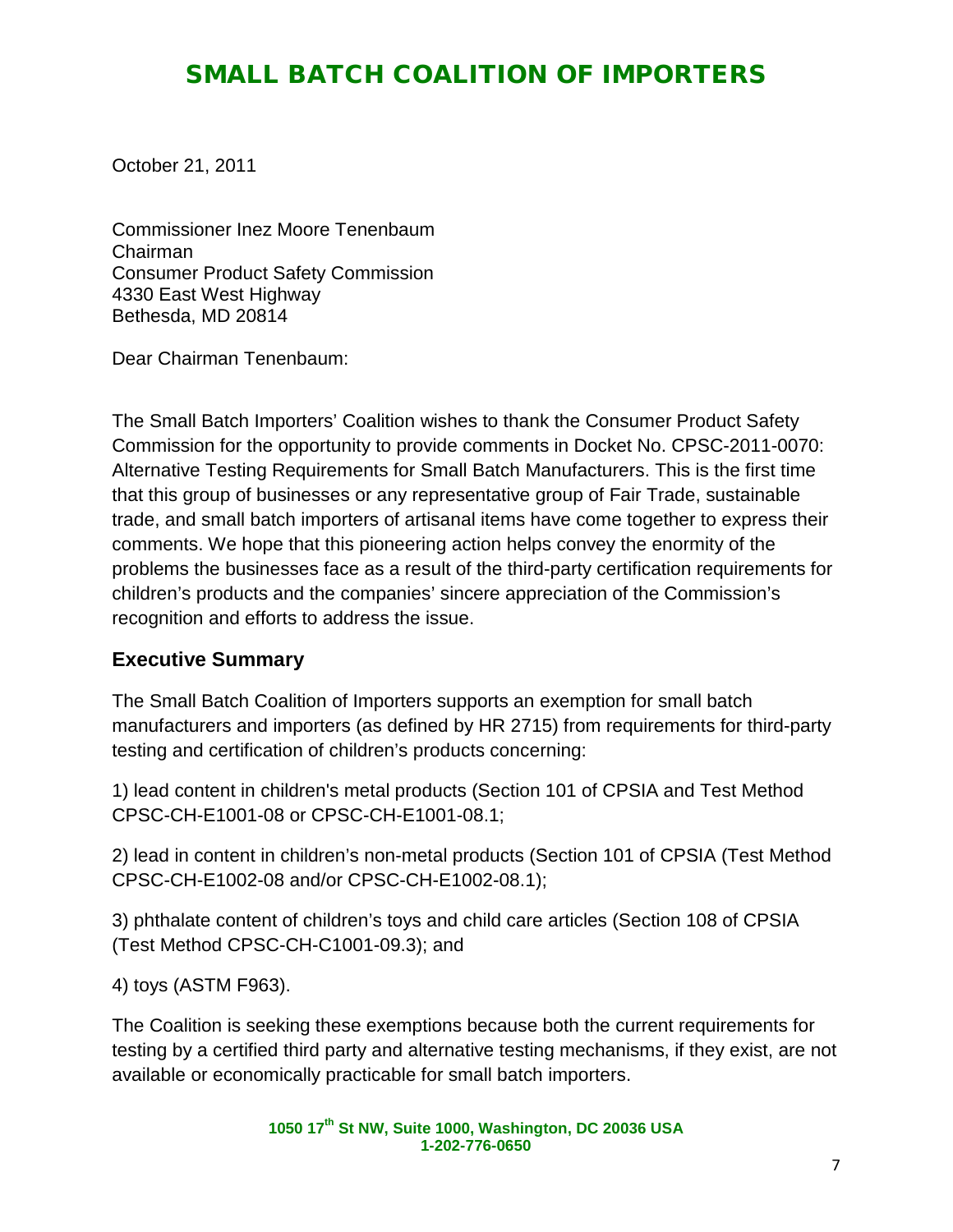# SMALL BATCH COALITION OF IMPORTERS

October 21, 2011

Commissioner Inez Moore Tenenbaum
Chairman
Consumer Product Safety Commission
4330 East West Highway
Bethesda, MD 20814

Dear Chairman Tenenbaum:

The Small Batch Importers' Coalition wishes to thank the Consumer Product Safety Commission for the opportunity to provide comments in Docket No. CPSC-2011-0070: Alternative Testing Requirements for Small Batch Manufacturers. This is the first time that this group of businesses or any representative group of Fair Trade, sustainable trade, and small batch importers of artisanal items have come together to express their comments. We hope that this pioneering action helps convey the enormity of the problems the businesses face as a result of the third-party certification requirements for children's products and the companies' sincere appreciation of the Commission's recognition and efforts to address the issue.

## Executive Summary

The Small Batch Coalition of Importers supports an exemption for small batch manufacturers and importers (as defined by HR 2715) from requirements for third-party testing and certification of children's products concerning:

1) lead content in children's metal products (Section 101 of CPSIA and Test Method CPSC-CH-E1001-08 or CPSC-CH-E1001-08.1;

2) lead in content in children's non-metal products (Section 101 of CPSIA (Test Method CPSC-CH-E1002-08 and/or CPSC-CH-E1002-08.1);

3) phthalate content of children's toys and child care articles (Section 108 of CPSIA (Test Method CPSC-CH-C1001-09.3); and

4) toys (ASTM F963).

The Coalition is seeking these exemptions because both the current requirements for testing by a certified third party and alternative testing mechanisms, if they exist, are not available or economically practicable for small batch importers.

1050 17th St NW, Suite 1000, Washington, DC 20036 USA
1-202-776-0650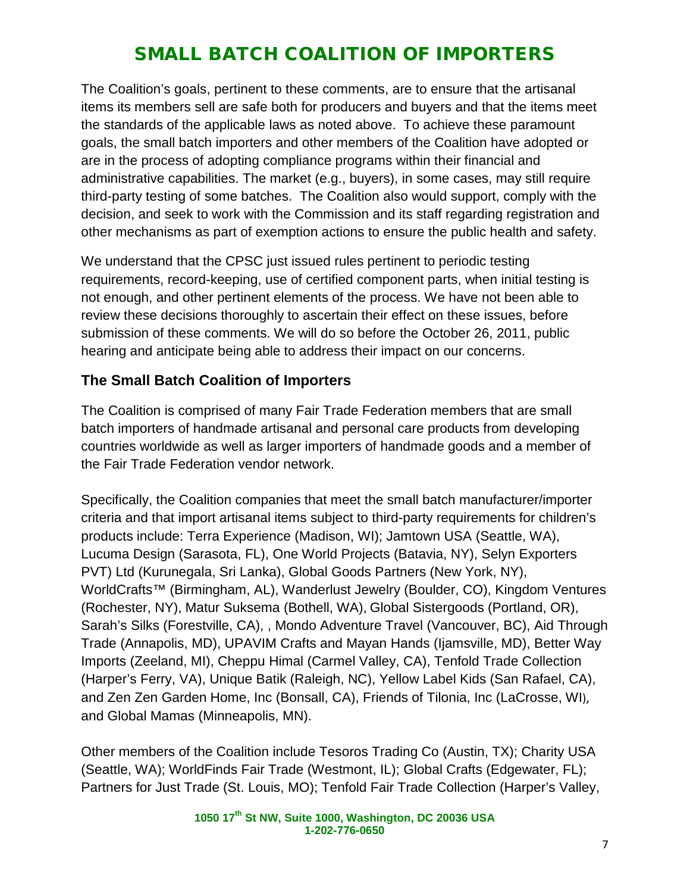The Coalition's goals, pertinent to these comments, are to ensure that the artisanal items its members sell are safe both for producers and buyers and that the items meet the standards of the applicable laws as noted above. To achieve these paramount goals, the small batch importers and other members of the Coalition have adopted or are in the process of adopting compliance programs within their financial and administrative capabilities. The market (e.g., buyers), in some cases, may still require third-party testing of some batches. The Coalition also would support, comply with the decision, and seek to work with the Commission and its staff regarding registration and other mechanisms as part of exemption actions to ensure the public health and safety.

We understand that the CPSC just issued rules pertinent to periodic testing requirements, record-keeping, use of certified component parts, when initial testing is not enough, and other pertinent elements of the process. We have not been able to review these decisions thoroughly to ascertain their effect on these issues, before submission of these comments. We will do so before the October 26, 2011, public hearing and anticipate being able to address their impact on our concerns.

### The Small Batch Coalition of Importers

The Coalition is comprised of many Fair Trade Federation members that are small batch importers of handmade artisanal and personal care products from developing countries worldwide as well as larger importers of handmade goods and a member of the Fair Trade Federation vendor network.

Specifically, the Coalition companies that meet the small batch manufacturer/importer criteria and that import artisanal items subject to third-party requirements for children's products include: Terra Experience (Madison, WI); Jamtown USA (Seattle, WA), Lucuma Design (Sarasota, FL), One World Projects (Batavia, NY), Selyn Exporters PVT) Ltd (Kurunegala, Sri Lanka), Global Goods Partners (New York, NY), WorldCrafts™ (Birmingham, AL), Wanderlust Jewelry (Boulder, CO), Kingdom Ventures (Rochester, NY), Matur Suksema (Bothell, WA), Global Sistergoods (Portland, OR), Sarah's Silks (Forestville, CA), , Mondo Adventure Travel (Vancouver, BC), Aid Through Trade (Annapolis, MD), UPAVIM Crafts and Mayan Hands (Ijamsville, MD), Better Way Imports (Zeeland, MI), Cheppu Himal (Carmel Valley, CA), Tenfold Trade Collection (Harper's Ferry, VA), Unique Batik (Raleigh, NC), Yellow Label Kids (San Rafael, CA), and Zen Zen Garden Home, Inc (Bonsall, CA), Friends of Tilonia, Inc (LaCrosse, WI), and Global Mamas (Minneapolis, MN).

Other members of the Coalition include Tesoros Trading Co (Austin, TX); Charity USA (Seattle, WA); WorldFinds Fair Trade (Westmont, IL); Global Crafts (Edgewater, FL); Partners for Just Trade (St. Louis, MO); Tenfold Fair Trade Collection (Harper's Valley,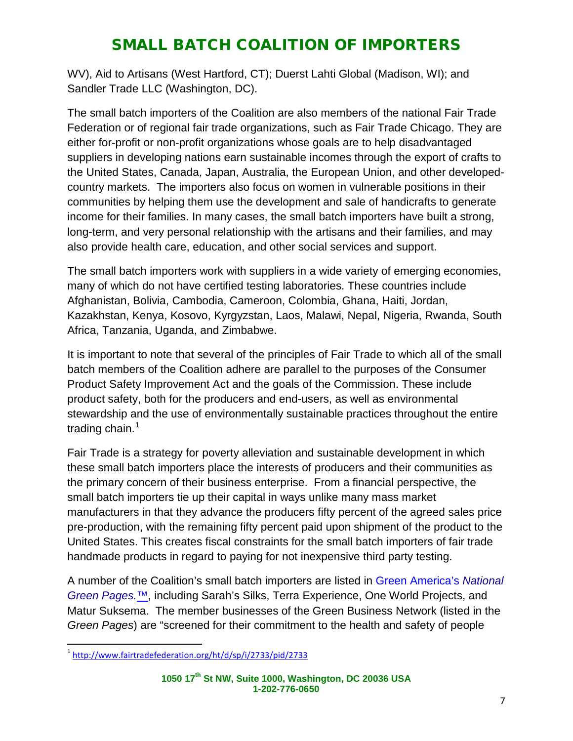WV), Aid to Artisans (West Hartford, CT); Duerst Lahti Global (Madison, WI); and Sandler Trade LLC (Washington, DC).

The small batch importers of the Coalition are also members of the national Fair Trade Federation or of regional fair trade organizations, such as Fair Trade Chicago. They are either for-profit or non-profit organizations whose goals are to help disadvantaged suppliers in developing nations earn sustainable incomes through the export of crafts to the United States, Canada, Japan, Australia, the European Union, and other developed-country markets. The importers also focus on women in vulnerable positions in their communities by helping them use the development and sale of handicrafts to generate income for their families. In many cases, the small batch importers have built a strong, long-term, and very personal relationship with the artisans and their families, and may also provide health care, education, and other social services and support.

The small batch importers work with suppliers in a wide variety of emerging economies, many of which do not have certified testing laboratories. These countries include Afghanistan, Bolivia, Cambodia, Cameroon, Colombia, Ghana, Haiti, Jordan, Kazakhstan, Kenya, Kosovo, Kyrgyzstan, Laos, Malawi, Nepal, Nigeria, Rwanda, South Africa, Tanzania, Uganda, and Zimbabwe.

It is important to note that several of the principles of Fair Trade to which all of the small batch members of the Coalition adhere are parallel to the purposes of the Consumer Product Safety Improvement Act and the goals of the Commission. These include product safety, both for the producers and end-users, as well as environmental stewardship and the use of environmentally sustainable practices throughout the entire trading chain.[1]

Fair Trade is a strategy for poverty alleviation and sustainable development in which these small batch importers place the interests of producers and their communities as the primary concern of their business enterprise. From a financial perspective, the small batch importers tie up their capital in ways unlike many mass market manufacturers in that they advance the producers fifty percent of the agreed sales price pre-production, with the remaining fifty percent paid upon shipment of the product to the United States. This creates fiscal constraints for the small batch importers of fair trade handmade products in regard to paying for not inexpensive third party testing.

A number of the Coalition's small batch importers are listed in Green America's *National Green Pages.*™, including Sarah's Silks, Terra Experience, One World Projects, and Matur Suksema. The member businesses of the Green Business Network (listed in the *Green Pages*) are "screened for their commitment to the health and safety of people

[1] http://www.fairtradefederation.org/ht/d/sp/i/2733/pid/2733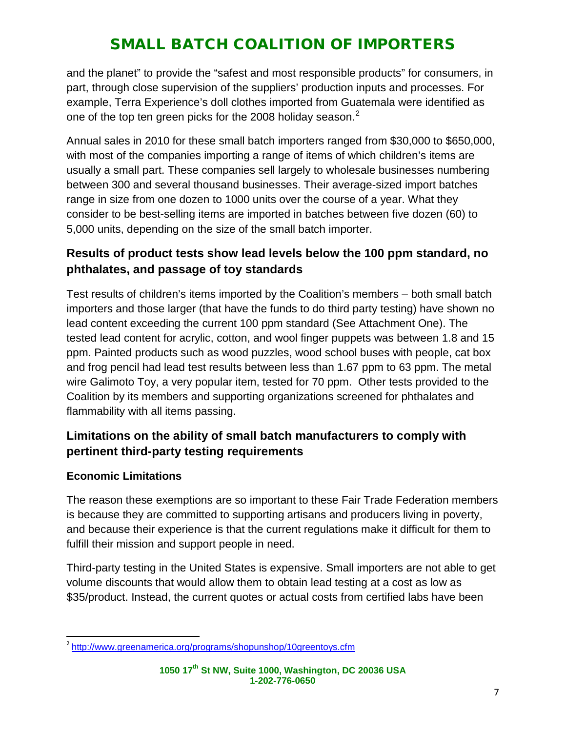and the planet" to provide the "safest and most responsible products" for consumers, in part, through close supervision of the suppliers' production inputs and processes. For example, Terra Experience's doll clothes imported from Guatemala were identified as one of the top ten green picks for the 2008 holiday season.[2]

Annual sales in 2010 for these small batch importers ranged from $30,000 to $650,000, with most of the companies importing a range of items of which children's items are usually a small part. These companies sell largely to wholesale businesses numbering between 300 and several thousand businesses. Their average-sized import batches range in size from one dozen to 1000 units over the course of a year. What they consider to be best-selling items are imported in batches between five dozen (60) to 5,000 units, depending on the size of the small batch importer.

## Results of product tests show lead levels below the 100 ppm standard, no phthalates, and passage of toy standards

Test results of children's items imported by the Coalition's members – both small batch importers and those larger (that have the funds to do third party testing) have shown no lead content exceeding the current 100 ppm standard (See Attachment One). The tested lead content for acrylic, cotton, and wool finger puppets was between 1.8 and 15 ppm. Painted products such as wood puzzles, wood school buses with people, cat box and frog pencil had lead test results between less than 1.67 ppm to 63 ppm. The metal wire Galimoto Toy, a very popular item, tested for 70 ppm. Other tests provided to the Coalition by its members and supporting organizations screened for phthalates and flammability with all items passing.

## Limitations on the ability of small batch manufacturers to comply with pertinent third-party testing requirements

### Economic Limitations

The reason these exemptions are so important to these Fair Trade Federation members is because they are committed to supporting artisans and producers living in poverty, and because their experience is that the current regulations make it difficult for them to fulfill their mission and support people in need.

Third-party testing in the United States is expensive. Small importers are not able to get volume discounts that would allow them to obtain lead testing at a cost as low as $35/product. Instead, the current quotes or actual costs from certified labs have been

[2] http://www.greenamerica.org/programs/shopunshop/10greentoys.cfm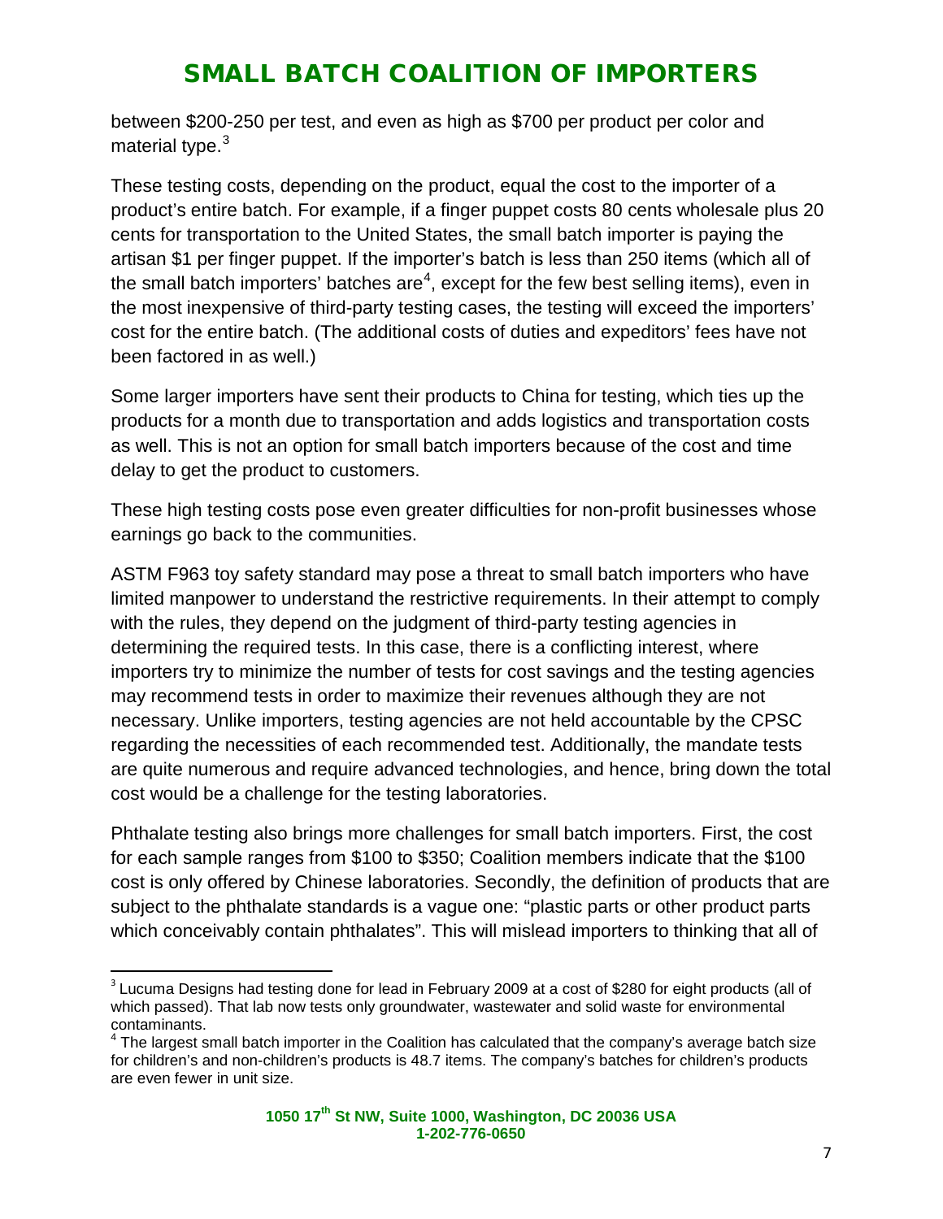between $200-250 per test, and even as high as $700 per product per color and material type.[3]

These testing costs, depending on the product, equal the cost to the importer of a product's entire batch. For example, if a finger puppet costs 80 cents wholesale plus 20 cents for transportation to the United States, the small batch importer is paying the artisan $1 per finger puppet. If the importer's batch is less than 250 items (which all of the small batch importers' batches are[4], except for the few best selling items), even in the most inexpensive of third-party testing cases, the testing will exceed the importers' cost for the entire batch. (The additional costs of duties and expeditors' fees have not been factored in as well.)

Some larger importers have sent their products to China for testing, which ties up the products for a month due to transportation and adds logistics and transportation costs as well. This is not an option for small batch importers because of the cost and time delay to get the product to customers.

These high testing costs pose even greater difficulties for non-profit businesses whose earnings go back to the communities.

ASTM F963 toy safety standard may pose a threat to small batch importers who have limited manpower to understand the restrictive requirements. In their attempt to comply with the rules, they depend on the judgment of third-party testing agencies in determining the required tests. In this case, there is a conflicting interest, where importers try to minimize the number of tests for cost savings and the testing agencies may recommend tests in order to maximize their revenues although they are not necessary. Unlike importers, testing agencies are not held accountable by the CPSC regarding the necessities of each recommended test. Additionally, the mandate tests are quite numerous and require advanced technologies, and hence, bring down the total cost would be a challenge for the testing laboratories.

Phthalate testing also brings more challenges for small batch importers. First, the cost for each sample ranges from $100 to $350; Coalition members indicate that the $100 cost is only offered by Chinese laboratories. Secondly, the definition of products that are subject to the phthalate standards is a vague one: "plastic parts or other product parts which conceivably contain phthalates". This will mislead importers to thinking that all of

---

[3] Lucuma Designs had testing done for lead in February 2009 at a cost of $280 for eight products (all of which passed). That lab now tests only groundwater, wastewater and solid waste for environmental contaminants.

[4] The largest small batch importer in the Coalition has calculated that the company's average batch size for children's and non-children's products is 48.7 items. The company's batches for children's products are even fewer in unit size.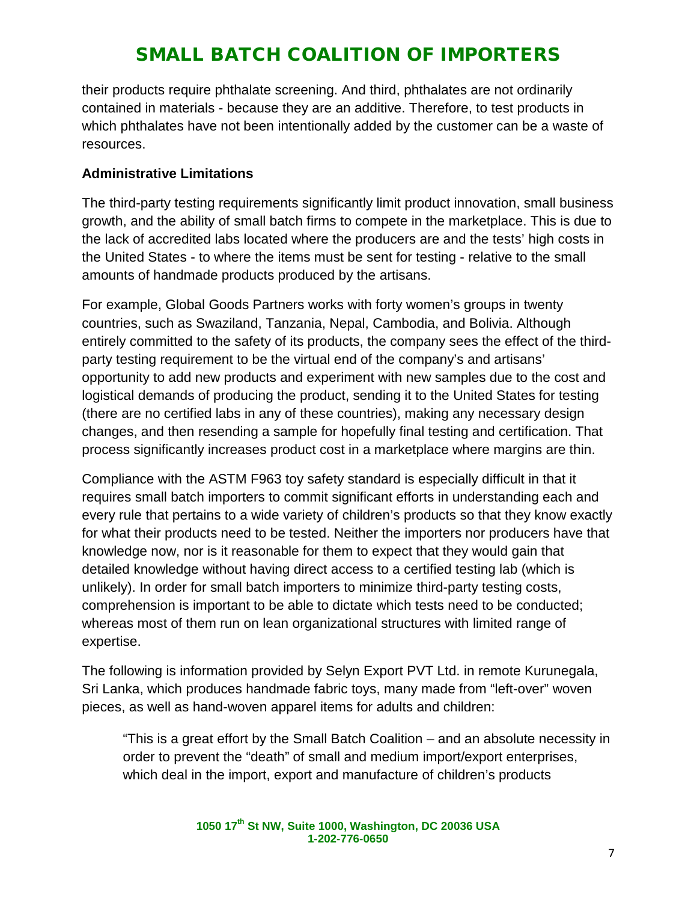their products require phthalate screening. And third, phthalates are not ordinarily contained in materials - because they are an additive. Therefore, to test products in which phthalates have not been intentionally added by the customer can be a waste of resources.

**Administrative Limitations**

The third-party testing requirements significantly limit product innovation, small business growth, and the ability of small batch firms to compete in the marketplace. This is due to the lack of accredited labs located where the producers are and the tests' high costs in the United States - to where the items must be sent for testing - relative to the small amounts of handmade products produced by the artisans.

For example, Global Goods Partners works with forty women's groups in twenty countries, such as Swaziland, Tanzania, Nepal, Cambodia, and Bolivia. Although entirely committed to the safety of its products, the company sees the effect of the third-party testing requirement to be the virtual end of the company's and artisans' opportunity to add new products and experiment with new samples due to the cost and logistical demands of producing the product, sending it to the United States for testing (there are no certified labs in any of these countries), making any necessary design changes, and then resending a sample for hopefully final testing and certification. That process significantly increases product cost in a marketplace where margins are thin.

Compliance with the ASTM F963 toy safety standard is especially difficult in that it requires small batch importers to commit significant efforts in understanding each and every rule that pertains to a wide variety of children's products so that they know exactly for what their products need to be tested. Neither the importers nor producers have that knowledge now, nor is it reasonable for them to expect that they would gain that detailed knowledge without having direct access to a certified testing lab (which is unlikely). In order for small batch importers to minimize third-party testing costs, comprehension is important to be able to dictate which tests need to be conducted; whereas most of them run on lean organizational structures with limited range of expertise.

The following is information provided by Selyn Export PVT Ltd. in remote Kurunegala, Sri Lanka, which produces handmade fabric toys, many made from "left-over" woven pieces, as well as hand-woven apparel items for adults and children:

> "This is a great effort by the Small Batch Coalition – and an absolute necessity in order to prevent the "death" of small and medium import/export enterprises, which deal in the import, export and manufacture of children's products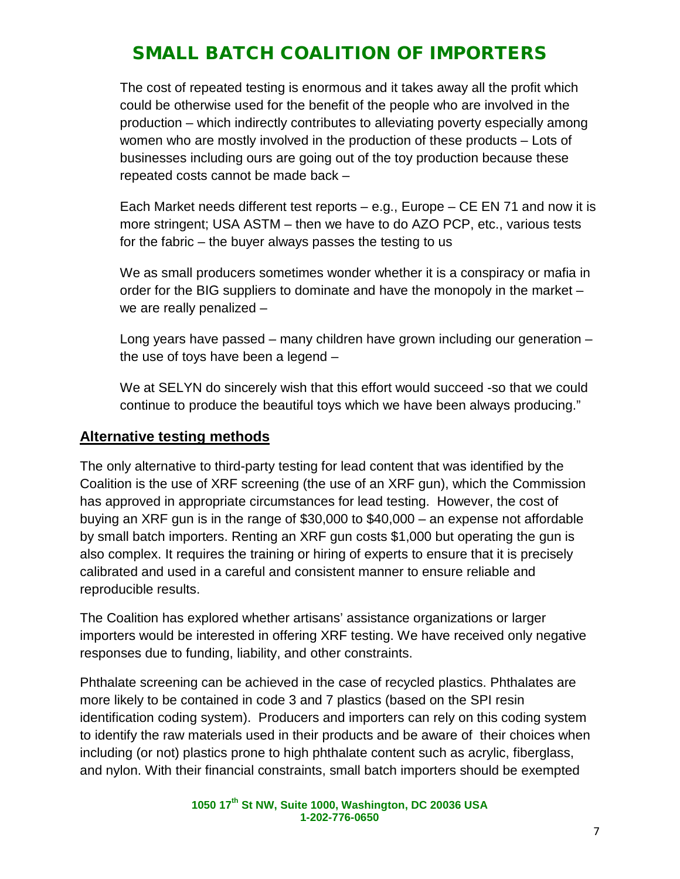The cost of repeated testing is enormous and it takes away all the profit which could be otherwise used for the benefit of the people who are involved in the production – which indirectly contributes to alleviating poverty especially among women who are mostly involved in the production of these products – Lots of businesses including ours are going out of the toy production because these repeated costs cannot be made back –

Each Market needs different test reports – e.g., Europe – CE EN 71 and now it is more stringent; USA ASTM – then we have to do AZO PCP, etc., various tests for the fabric – the buyer always passes the testing to us

We as small producers sometimes wonder whether it is a conspiracy or mafia in order for the BIG suppliers to dominate and have the monopoly in the market – we are really penalized –

Long years have passed – many children have grown including our generation – the use of toys have been a legend –

We at SELYN do sincerely wish that this effort would succeed -so that we could continue to produce the beautiful toys which we have been always producing."

## Alternative testing methods

The only alternative to third-party testing for lead content that was identified by the Coalition is the use of XRF screening (the use of an XRF gun), which the Commission has approved in appropriate circumstances for lead testing. However, the cost of buying an XRF gun is in the range of $30,000 to $40,000 – an expense not affordable by small batch importers. Renting an XRF gun costs $1,000 but operating the gun is also complex. It requires the training or hiring of experts to ensure that it is precisely calibrated and used in a careful and consistent manner to ensure reliable and reproducible results.

The Coalition has explored whether artisans' assistance organizations or larger importers would be interested in offering XRF testing. We have received only negative responses due to funding, liability, and other constraints.

Phthalate screening can be achieved in the case of recycled plastics. Phthalates are more likely to be contained in code 3 and 7 plastics (based on the SPI resin identification coding system). Producers and importers can rely on this coding system to identify the raw materials used in their products and be aware of their choices when including (or not) plastics prone to high phthalate content such as acrylic, fiberglass, and nylon. With their financial constraints, small batch importers should be exempted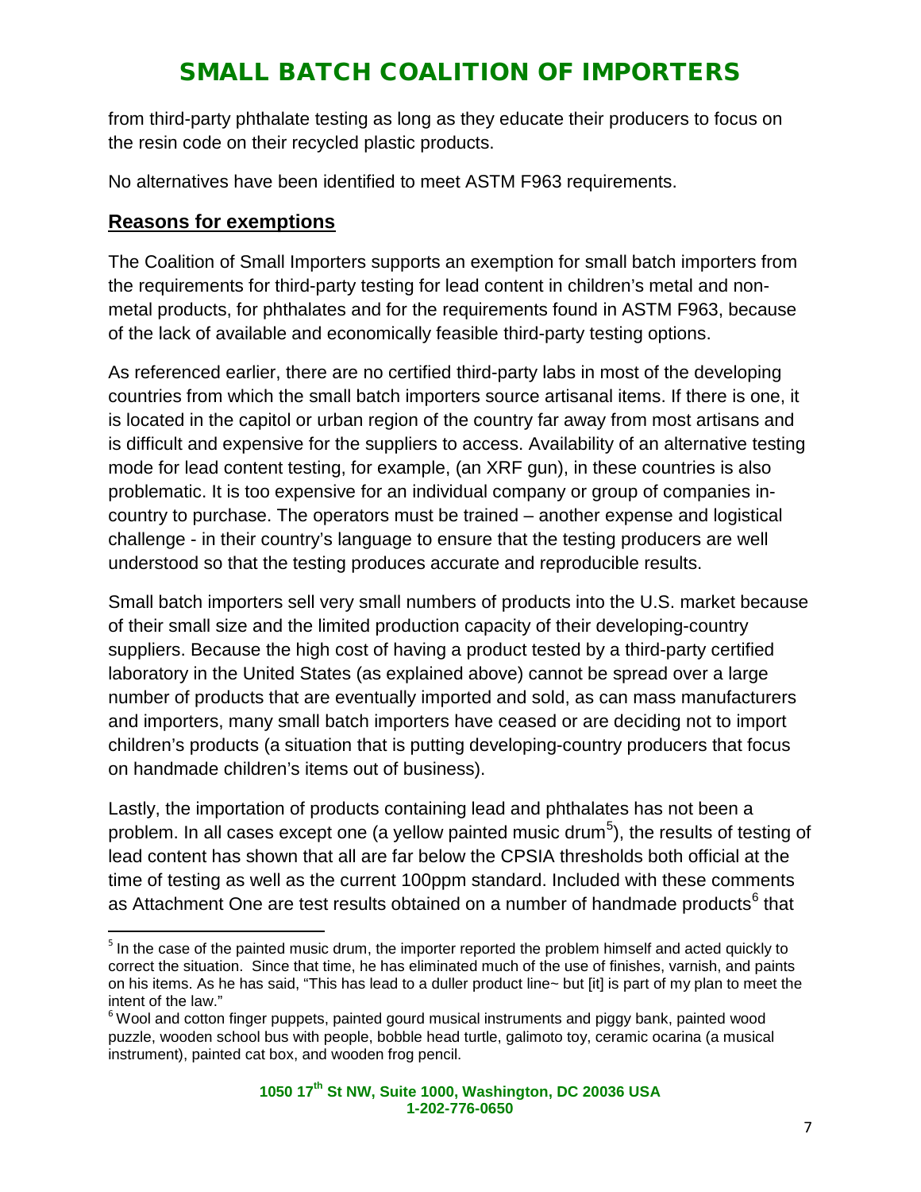from third-party phthalate testing as long as they educate their producers to focus on the resin code on their recycled plastic products.

No alternatives have been identified to meet ASTM F963 requirements.

## Reasons for exemptions

The Coalition of Small Importers supports an exemption for small batch importers from the requirements for third-party testing for lead content in children's metal and non-metal products, for phthalates and for the requirements found in ASTM F963, because of the lack of available and economically feasible third-party testing options.

As referenced earlier, there are no certified third-party labs in most of the developing countries from which the small batch importers source artisanal items. If there is one, it is located in the capitol or urban region of the country far away from most artisans and is difficult and expensive for the suppliers to access. Availability of an alternative testing mode for lead content testing, for example, (an XRF gun), in these countries is also problematic. It is too expensive for an individual company or group of companies in-country to purchase. The operators must be trained – another expense and logistical challenge - in their country's language to ensure that the testing producers are well understood so that the testing produces accurate and reproducible results.

Small batch importers sell very small numbers of products into the U.S. market because of their small size and the limited production capacity of their developing-country suppliers. Because the high cost of having a product tested by a third-party certified laboratory in the United States (as explained above) cannot be spread over a large number of products that are eventually imported and sold, as can mass manufacturers and importers, many small batch importers have ceased or are deciding not to import children's products (a situation that is putting developing-country producers that focus on handmade children's items out of business).

Lastly, the importation of products containing lead and phthalates has not been a problem. In all cases except one (a yellow painted music drum[5]), the results of testing of lead content has shown that all are far below the CPSIA thresholds both official at the time of testing as well as the current 100ppm standard. Included with these comments as Attachment One are test results obtained on a number of handmade products[6] that

[5] In the case of the painted music drum, the importer reported the problem himself and acted quickly to correct the situation. Since that time, he has eliminated much of the use of finishes, varnish, and paints on his items. As he has said, "This has lead to a duller product line~ but [it] is part of my plan to meet the intent of the law."

[6] Wool and cotton finger puppets, painted gourd musical instruments and piggy bank, painted wood puzzle, wooden school bus with people, bobble head turtle, galimoto toy, ceramic ocarina (a musical instrument), painted cat box, and wooden frog pencil.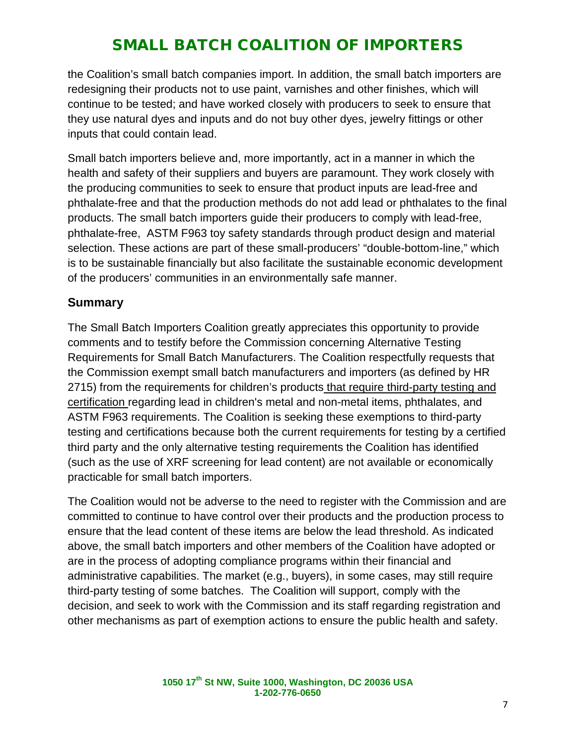the Coalition's small batch companies import. In addition, the small batch importers are redesigning their products not to use paint, varnishes and other finishes, which will continue to be tested; and have worked closely with producers to seek to ensure that they use natural dyes and inputs and do not buy other dyes, jewelry fittings or other inputs that could contain lead.

Small batch importers believe and, more importantly, act in a manner in which the health and safety of their suppliers and buyers are paramount. They work closely with the producing communities to seek to ensure that product inputs are lead-free and phthalate-free and that the production methods do not add lead or phthalates to the final products. The small batch importers guide their producers to comply with lead-free, phthalate-free, ASTM F963 toy safety standards through product design and material selection. These actions are part of these small-producers' "double-bottom-line," which is to be sustainable financially but also facilitate the sustainable economic development of the producers' communities in an environmentally safe manner.

## Summary

The Small Batch Importers Coalition greatly appreciates this opportunity to provide comments and to testify before the Commission concerning Alternative Testing Requirements for Small Batch Manufacturers. The Coalition respectfully requests that the Commission exempt small batch manufacturers and importers (as defined by HR 2715) from the requirements for children's products that require third-party testing and certification regarding lead in children's metal and non-metal items, phthalates, and ASTM F963 requirements. The Coalition is seeking these exemptions to third-party testing and certifications because both the current requirements for testing by a certified third party and the only alternative testing requirements the Coalition has identified (such as the use of XRF screening for lead content) are not available or economically practicable for small batch importers.

The Coalition would not be adverse to the need to register with the Commission and are committed to continue to have control over their products and the production process to ensure that the lead content of these items are below the lead threshold. As indicated above, the small batch importers and other members of the Coalition have adopted or are in the process of adopting compliance programs within their financial and administrative capabilities. The market (e.g., buyers), in some cases, may still require third-party testing of some batches. The Coalition will support, comply with the decision, and seek to work with the Commission and its staff regarding registration and other mechanisms as part of exemption actions to ensure the public health and safety.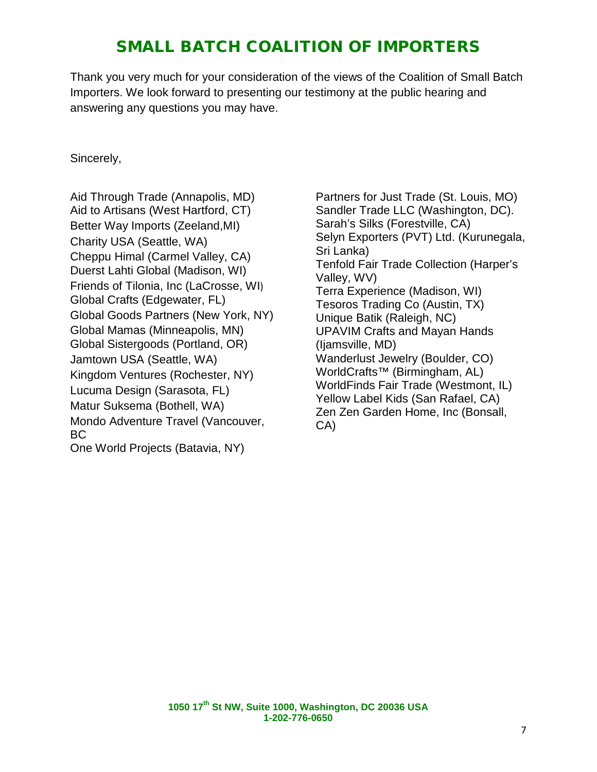# SMALL BATCH COALITION OF IMPORTERS

Thank you very much for your consideration of the views of the Coalition of Small Batch Importers. We look forward to presenting our testimony at the public hearing and answering any questions you may have.

Sincerely,

Aid Through Trade (Annapolis, MD)
Aid to Artisans (West Hartford, CT)
Better Way Imports (Zeeland,MI)
Charity USA (Seattle, WA)
Cheppu Himal (Carmel Valley, CA)
Duerst Lahti Global (Madison, WI)
Friends of Tilonia, Inc (LaCrosse, WI)
Global Crafts (Edgewater, FL)
Global Goods Partners (New York, NY)
Global Mamas (Minneapolis, MN)
Global Sistergoods (Portland, OR)
Jamtown USA (Seattle, WA)
Kingdom Ventures (Rochester, NY)
Lucuma Design (Sarasota, FL)
Matur Suksema (Bothell, WA)
Mondo Adventure Travel (Vancouver, BC
One World Projects (Batavia, NY)
Partners for Just Trade (St. Louis, MO)
Sandler Trade LLC (Washington, DC).
Sarah's Silks (Forestville, CA)
Selyn Exporters (PVT) Ltd. (Kurunegala, Sri Lanka)
Tenfold Fair Trade Collection (Harper's Valley, WV)
Terra Experience (Madison, WI)
Tesoros Trading Co (Austin, TX)
Unique Batik (Raleigh, NC)
UPAVIM Crafts and Mayan Hands (Ijamsville, MD)
Wanderlust Jewelry (Boulder, CO)
WorldCrafts™ (Birmingham, AL)
WorldFinds Fair Trade (Westmont, IL)
Yellow Label Kids (San Rafael, CA)
Zen Zen Garden Home, Inc (Bonsall, CA)

**1050 17th St NW, Suite 1000, Washington, DC 20036 USA**
**1-202-776-0650**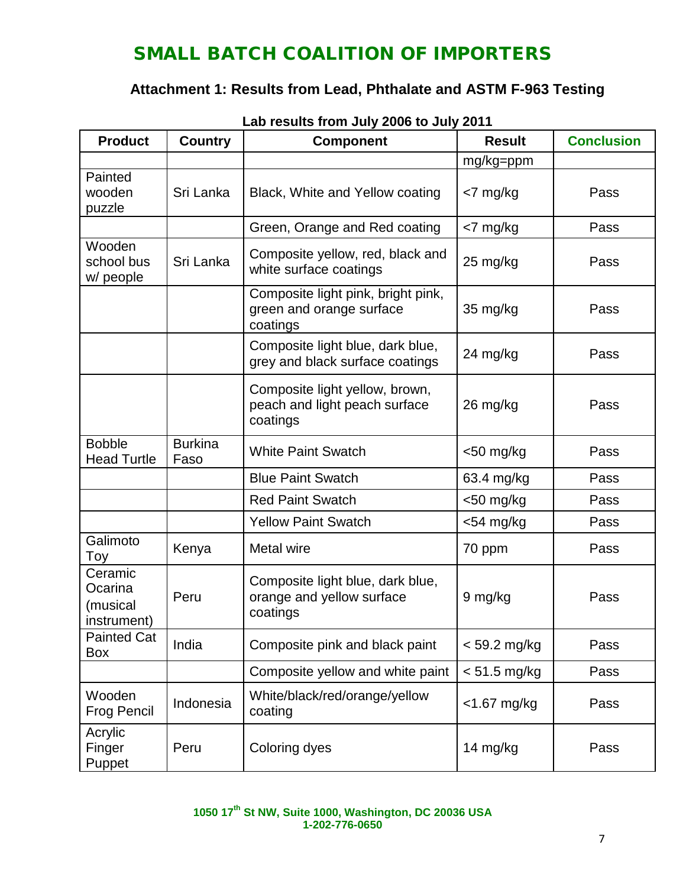# SMALL BATCH COALITION OF IMPORTERS

## Attachment 1: Results from Lead, Phthalate and ASTM F-963 Testing

**Lab results from July 2006 to July 2011**

| Product | Country | Component | Result | Conclusion |
|---|---|---|---|---|
| | | | mg/kg=ppm | |
| Painted wooden puzzle | Sri Lanka | Black, White and Yellow coating | <7 mg/kg | Pass |
| | | Green, Orange and Red coating | <7 mg/kg | Pass |
| Wooden school bus w/ people | Sri Lanka | Composite yellow, red, black and white surface coatings | 25 mg/kg | Pass |
| | | Composite light pink, bright pink, green and orange surface coatings | 35 mg/kg | Pass |
| | | Composite light blue, dark blue, grey and black surface coatings | 24 mg/kg | Pass |
| | | Composite light yellow, brown, peach and light peach surface coatings | 26 mg/kg | Pass |
| Bobble Head Turtle | Burkina Faso | White Paint Swatch | <50 mg/kg | Pass |
| | | Blue Paint Swatch | 63.4 mg/kg | Pass |
| | | Red Paint Swatch | <50 mg/kg | Pass |
| | | Yellow Paint Swatch | <54 mg/kg | Pass |
| Galimoto Toy | Kenya | Metal wire | 70 ppm | Pass |
| Ceramic Ocarina (musical instrument) | Peru | Composite light blue, dark blue, orange and yellow surface coatings | 9 mg/kg | Pass |
| Painted Cat Box | India | Composite pink and black paint | < 59.2 mg/kg | Pass |
| | | Composite yellow and white paint | < 51.5 mg/kg | Pass |
| Wooden Frog Pencil | Indonesia | White/black/red/orange/yellow coating | <1.67 mg/kg | Pass |
| Acrylic Finger Puppet | Peru | Coloring dyes | 14 mg/kg | Pass |

**1050 17th St NW, Suite 1000, Washington, DC 20036 USA**
**1-202-776-0650**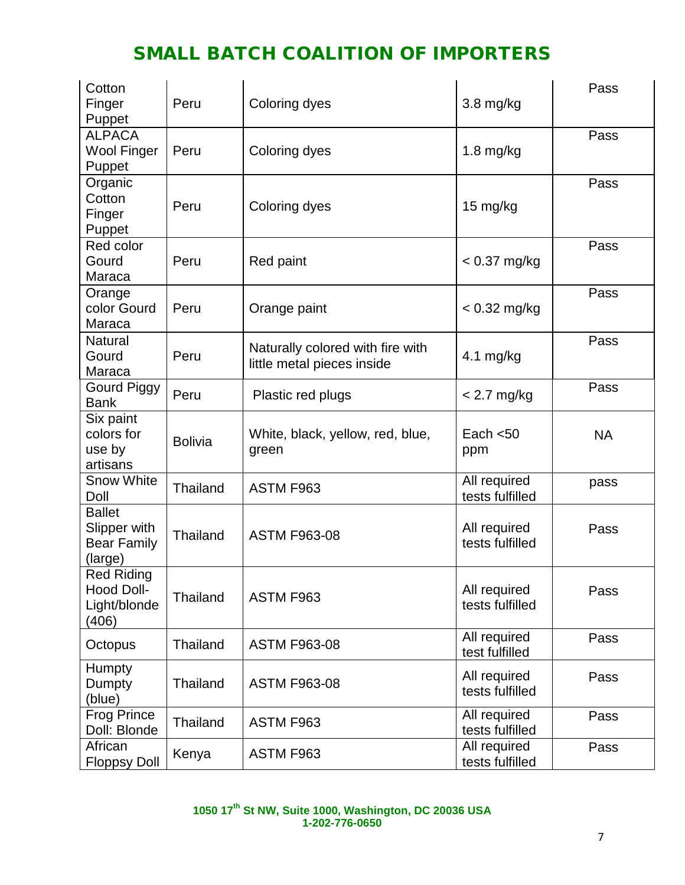| | | | | |
|---|---|---|---|---|
| Cotton Finger Puppet | Peru | Coloring dyes | 3.8 mg/kg | Pass |
| ALPACA Wool Finger Puppet | Peru | Coloring dyes | 1.8 mg/kg | Pass |
| Organic Cotton Finger Puppet | Peru | Coloring dyes | 15 mg/kg | Pass |
| Red color Gourd Maraca | Peru | Red paint | < 0.37 mg/kg | Pass |
| Orange color Gourd Maraca | Peru | Orange paint | < 0.32 mg/kg | Pass |
| Natural Gourd Maraca | Peru | Naturally colored with fire with little metal pieces inside | 4.1 mg/kg | Pass |
| Gourd Piggy Bank | Peru | Plastic red plugs | < 2.7 mg/kg | Pass |
| Six paint colors for use by artisans | Bolivia | White, black, yellow, red, blue, green | Each <50 ppm | NA |
| Snow White Doll | Thailand | ASTM F963 | All required tests fulfilled | pass |
| Ballet Slipper with Bear Family (large) | Thailand | ASTM F963-08 | All required tests fulfilled | Pass |
| Red Riding Hood Doll-Light/blonde (406) | Thailand | ASTM F963 | All required tests fulfilled | Pass |
| Octopus | Thailand | ASTM F963-08 | All required test fulfilled | Pass |
| Humpty Dumpty (blue) | Thailand | ASTM F963-08 | All required tests fulfilled | Pass |
| Frog Prince Doll: Blonde | Thailand | ASTM F963 | All required tests fulfilled | Pass |
| African Floppsy Doll | Kenya | ASTM F963 | All required tests fulfilled | Pass |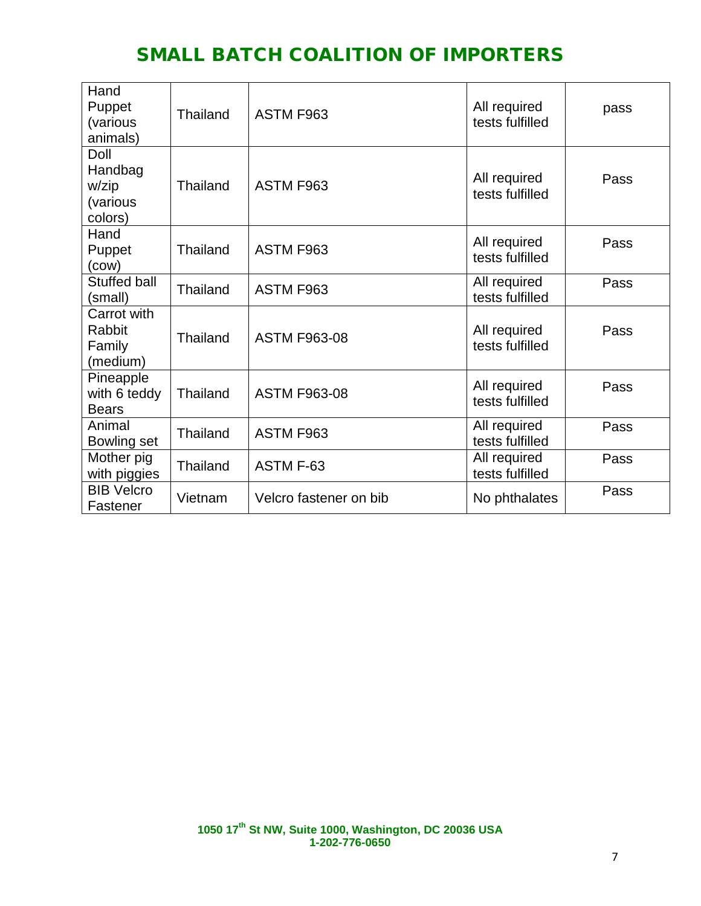# SMALL BATCH COALITION OF IMPORTERS

| | | | | |
|---|---|---|---|---|
| Hand Puppet (various animals) | Thailand | ASTM F963 | All required tests fulfilled | pass |
| Doll Handbag w/zip (various colors) | Thailand | ASTM F963 | All required tests fulfilled | Pass |
| Hand Puppet (cow) | Thailand | ASTM F963 | All required tests fulfilled | Pass |
| Stuffed ball (small) | Thailand | ASTM F963 | All required tests fulfilled | Pass |
| Carrot with Rabbit Family (medium) | Thailand | ASTM F963-08 | All required tests fulfilled | Pass |
| Pineapple with 6 teddy Bears | Thailand | ASTM F963-08 | All required tests fulfilled | Pass |
| Animal Bowling set | Thailand | ASTM F963 | All required tests fulfilled | Pass |
| Mother pig with piggies | Thailand | ASTM F-63 | All required tests fulfilled | Pass |
| BIB Velcro Fastener | Vietnam | Velcro fastener on bib | No phthalates | Pass |